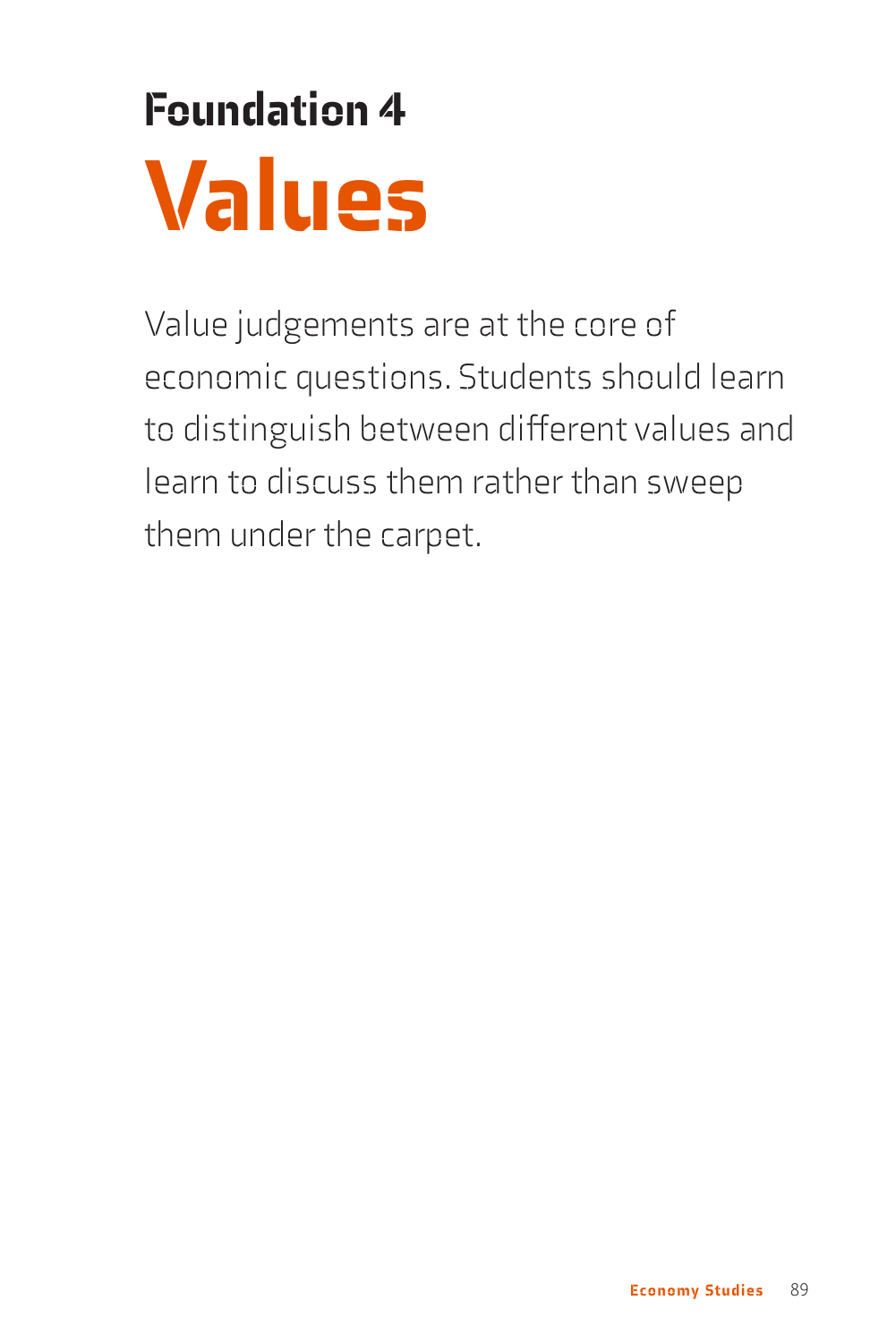# Foundation 4

# Values

Value judgements are at the core of economic questions. Students should learn to distinguish between different values and learn to discuss them rather than sweep them under the carpet.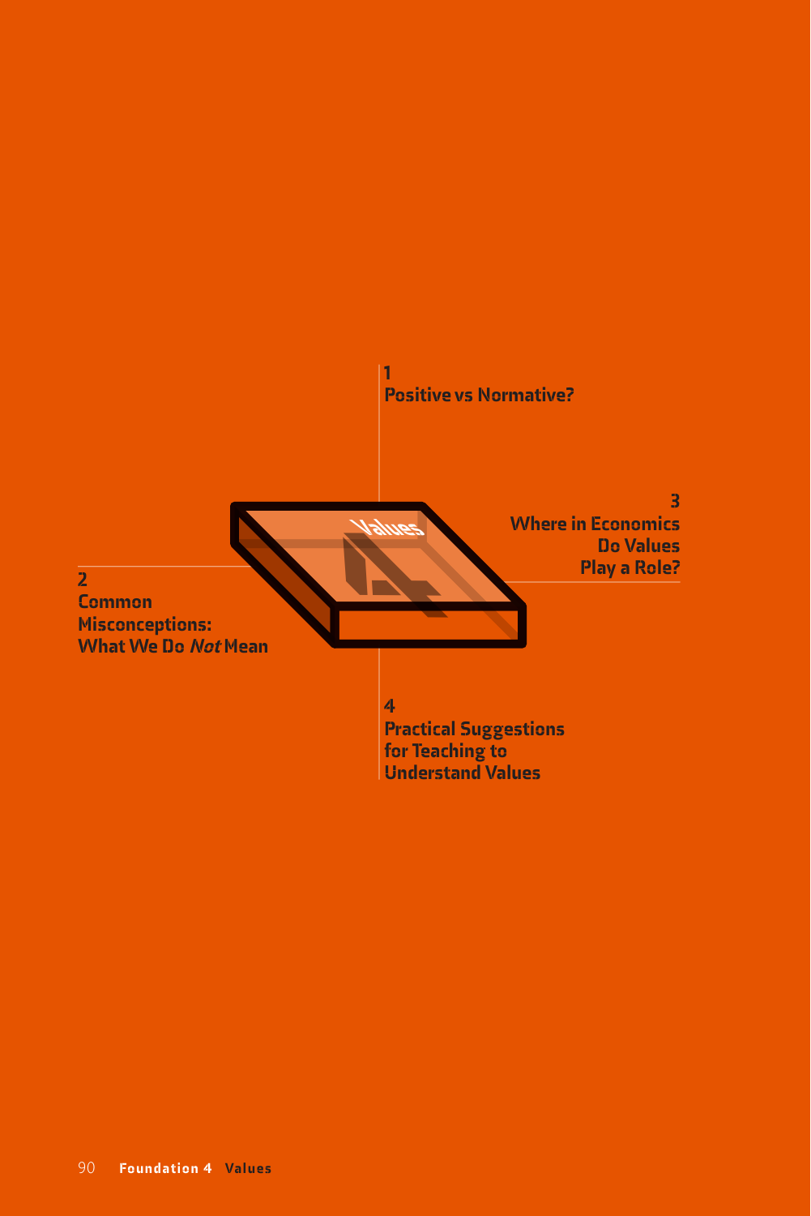1
Positive vs Normative?

2
Common
Misconceptions:
What We Do *Not* Mean

3
Where in Economics
Do Values
Play a Role?

4
Practical Suggestions
for Teaching to
Understand Values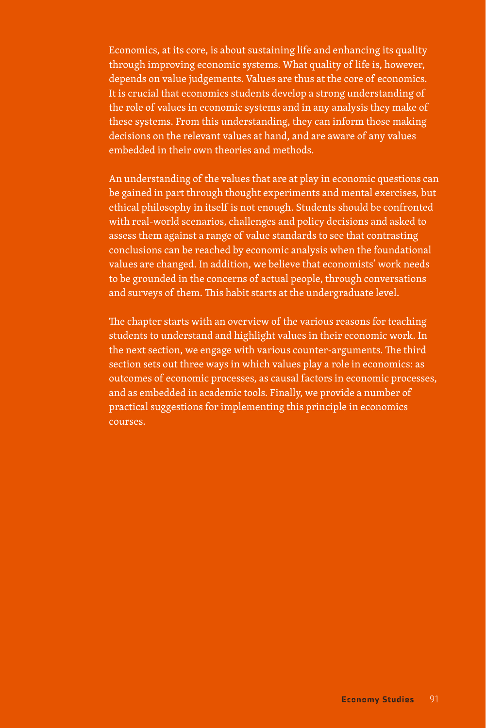Economics, at its core, is about sustaining life and enhancing its quality through improving economic systems. What quality of life is, however, depends on value judgements. Values are thus at the core of economics. It is crucial that economics students develop a strong understanding of the role of values in economic systems and in any analysis they make of these systems. From this understanding, they can inform those making decisions on the relevant values at hand, and are aware of any values embedded in their own theories and methods.

An understanding of the values that are at play in economic questions can be gained in part through thought experiments and mental exercises, but ethical philosophy in itself is not enough. Students should be confronted with real-world scenarios, challenges and policy decisions and asked to assess them against a range of value standards to see that contrasting conclusions can be reached by economic analysis when the foundational values are changed. In addition, we believe that economists' work needs to be grounded in the concerns of actual people, through conversations and surveys of them. This habit starts at the undergraduate level.

The chapter starts with an overview of the various reasons for teaching students to understand and highlight values in their economic work. In the next section, we engage with various counter-arguments. The third section sets out three ways in which values play a role in economics: as outcomes of economic processes, as causal factors in economic processes, and as embedded in academic tools. Finally, we provide a number of practical suggestions for implementing this principle in economics courses.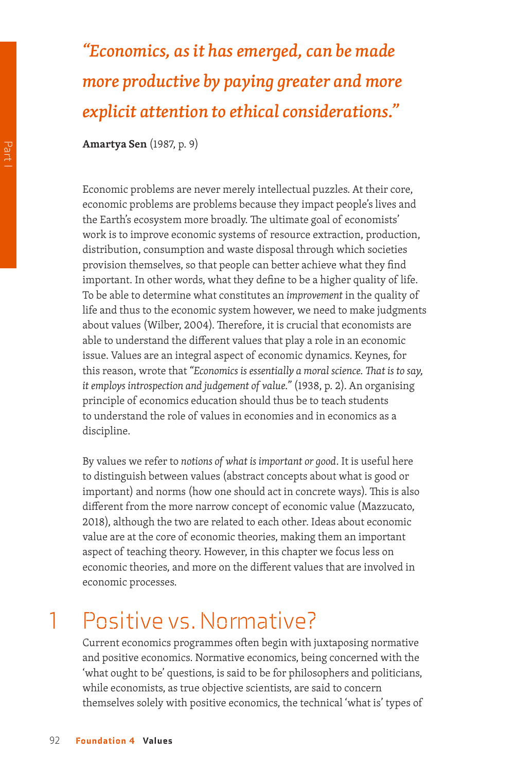*"Economics, as it has emerged, can be made more productive by paying greater and more explicit attention to ethical considerations."*

**Amartya Sen** (1987, p. 9)

Economic problems are never merely intellectual puzzles. At their core, economic problems are problems because they impact people's lives and the Earth's ecosystem more broadly. The ultimate goal of economists' work is to improve economic systems of resource extraction, production, distribution, consumption and waste disposal through which societies provision themselves, so that people can better achieve what they find important. In other words, what they define to be a higher quality of life. To be able to determine what constitutes an *improvement* in the quality of life and thus to the economic system however, we need to make judgments about values (Wilber, 2004). Therefore, it is crucial that economists are able to understand the different values that play a role in an economic issue. Values are an integral aspect of economic dynamics. Keynes, for this reason, wrote that *"Economics is essentially a moral science. That is to say, it employs introspection and judgement of value."* (1938, p. 2). An organising principle of economics education should thus be to teach students to understand the role of values in economies and in economics as a discipline.

By values we refer to *notions of what is important or good*. It is useful here to distinguish between values (abstract concepts about what is good or important) and norms (how one should act in concrete ways). This is also different from the more narrow concept of economic value (Mazzucato, 2018), although the two are related to each other. Ideas about economic value are at the core of economic theories, making them an important aspect of teaching theory. However, in this chapter we focus less on economic theories, and more on the different values that are involved in economic processes.

## 1 Positive vs. Normative?

Current economics programmes often begin with juxtaposing normative and positive economics. Normative economics, being concerned with the 'what ought to be' questions, is said to be for philosophers and politicians, while economists, as true objective scientists, are said to concern themselves solely with positive economics, the technical 'what is' types of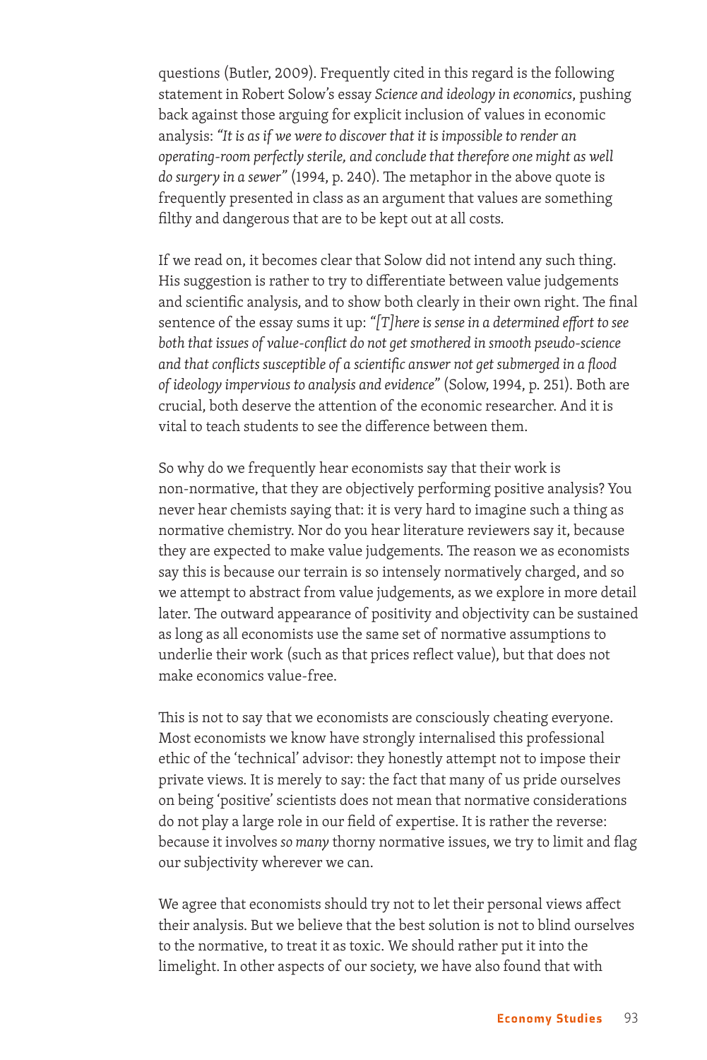questions (Butler, 2009). Frequently cited in this regard is the following statement in Robert Solow's essay *Science and ideology in economics*, pushing back against those arguing for explicit inclusion of values in economic analysis: *"It is as if we were to discover that it is impossible to render an operating-room perfectly sterile, and conclude that therefore one might as well do surgery in a sewer"* (1994, p. 240). The metaphor in the above quote is frequently presented in class as an argument that values are something filthy and dangerous that are to be kept out at all costs.

If we read on, it becomes clear that Solow did not intend any such thing. His suggestion is rather to try to differentiate between value judgements and scientific analysis, and to show both clearly in their own right. The final sentence of the essay sums it up: *"[T]here is sense in a determined effort to see both that issues of value-conflict do not get smothered in smooth pseudo-science and that conflicts susceptible of a scientific answer not get submerged in a flood of ideology impervious to analysis and evidence"* (Solow, 1994, p. 251). Both are crucial, both deserve the attention of the economic researcher. And it is vital to teach students to see the difference between them.

So why do we frequently hear economists say that their work is non-normative, that they are objectively performing positive analysis? You never hear chemists saying that: it is very hard to imagine such a thing as normative chemistry. Nor do you hear literature reviewers say it, because they are expected to make value judgements. The reason we as economists say this is because our terrain is so intensely normatively charged, and so we attempt to abstract from value judgements, as we explore in more detail later. The outward appearance of positivity and objectivity can be sustained as long as all economists use the same set of normative assumptions to underlie their work (such as that prices reflect value), but that does not make economics value-free.

This is not to say that we economists are consciously cheating everyone. Most economists we know have strongly internalised this professional ethic of the 'technical' advisor: they honestly attempt not to impose their private views. It is merely to say: the fact that many of us pride ourselves on being 'positive' scientists does not mean that normative considerations do not play a large role in our field of expertise. It is rather the reverse: because it involves *so many* thorny normative issues, we try to limit and flag our subjectivity wherever we can.

We agree that economists should try not to let their personal views affect their analysis. But we believe that the best solution is not to blind ourselves to the normative, to treat it as toxic. We should rather put it into the limelight. In other aspects of our society, we have also found that with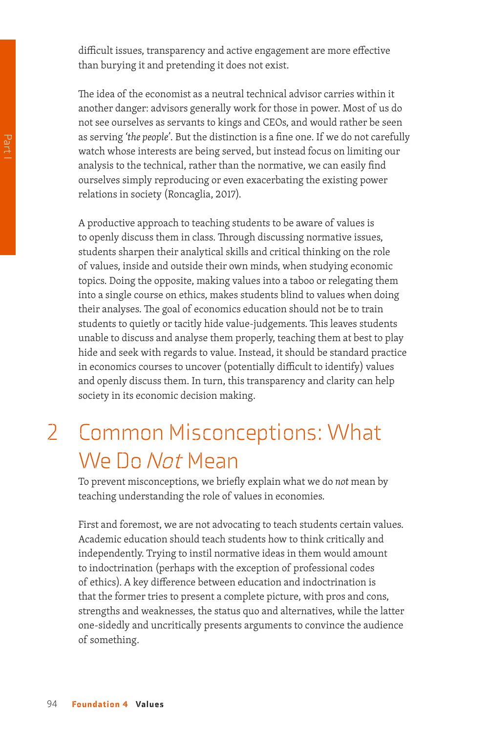difficult issues, transparency and active engagement are more effective than burying it and pretending it does not exist.

The idea of the economist as a neutral technical advisor carries within it another danger: advisors generally work for those in power. Most of us do not see ourselves as servants to kings and CEOs, and would rather be seen as serving *'the people'*. But the distinction is a fine one. If we do not carefully watch whose interests are being served, but instead focus on limiting our analysis to the technical, rather than the normative, we can easily find ourselves simply reproducing or even exacerbating the existing power relations in society (Roncaglia, 2017).

A productive approach to teaching students to be aware of values is to openly discuss them in class. Through discussing normative issues, students sharpen their analytical skills and critical thinking on the role of values, inside and outside their own minds, when studying economic topics. Doing the opposite, making values into a taboo or relegating them into a single course on ethics, makes students blind to values when doing their analyses. The goal of economics education should not be to train students to quietly or tacitly hide value-judgements. This leaves students unable to discuss and analyse them properly, teaching them at best to play hide and seek with regards to value. Instead, it should be standard practice in economics courses to uncover (potentially difficult to identify) values and openly discuss them. In turn, this transparency and clarity can help society in its economic decision making.

## 2 Common Misconceptions: What We Do *Not* Mean

To prevent misconceptions, we briefly explain what we do *not* mean by teaching understanding the role of values in economies.

First and foremost, we are not advocating to teach students certain values. Academic education should teach students how to think critically and independently. Trying to instil normative ideas in them would amount to indoctrination (perhaps with the exception of professional codes of ethics). A key difference between education and indoctrination is that the former tries to present a complete picture, with pros and cons, strengths and weaknesses, the status quo and alternatives, while the latter one-sidedly and uncritically presents arguments to convince the audience of something.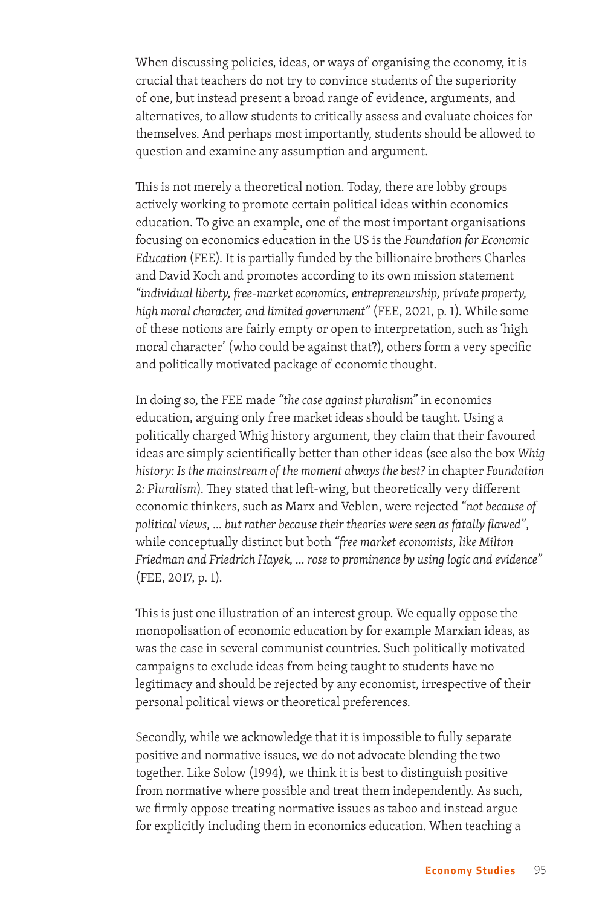When discussing policies, ideas, or ways of organising the economy, it is crucial that teachers do not try to convince students of the superiority of one, but instead present a broad range of evidence, arguments, and alternatives, to allow students to critically assess and evaluate choices for themselves. And perhaps most importantly, students should be allowed to question and examine any assumption and argument.

This is not merely a theoretical notion. Today, there are lobby groups actively working to promote certain political ideas within economics education. To give an example, one of the most important organisations focusing on economics education in the US is the *Foundation for Economic Education* (FEE). It is partially funded by the billionaire brothers Charles and David Koch and promotes according to its own mission statement *"individual liberty, free-market economics, entrepreneurship, private property, high moral character, and limited government"* (FEE, 2021, p. 1). While some of these notions are fairly empty or open to interpretation, such as 'high moral character' (who could be against that?), others form a very specific and politically motivated package of economic thought.

In doing so, the FEE made *"the case against pluralism"* in economics education, arguing only free market ideas should be taught. Using a politically charged Whig history argument, they claim that their favoured ideas are simply scientifically better than other ideas (see also the box *Whig history: Is the mainstream of the moment always the best?* in chapter *Foundation 2: Pluralism*). They stated that left-wing, but theoretically very different economic thinkers, such as Marx and Veblen, were rejected *"not because of political views, ... but rather because their theories were seen as fatally flawed"*, while conceptually distinct but both *"free market economists, like Milton Friedman and Friedrich Hayek, ... rose to prominence by using logic and evidence"* (FEE, 2017, p. 1).

This is just one illustration of an interest group. We equally oppose the monopolisation of economic education by for example Marxian ideas, as was the case in several communist countries. Such politically motivated campaigns to exclude ideas from being taught to students have no legitimacy and should be rejected by any economist, irrespective of their personal political views or theoretical preferences.

Secondly, while we acknowledge that it is impossible to fully separate positive and normative issues, we do not advocate blending the two together. Like Solow (1994), we think it is best to distinguish positive from normative where possible and treat them independently. As such, we firmly oppose treating normative issues as taboo and instead argue for explicitly including them in economics education. When teaching a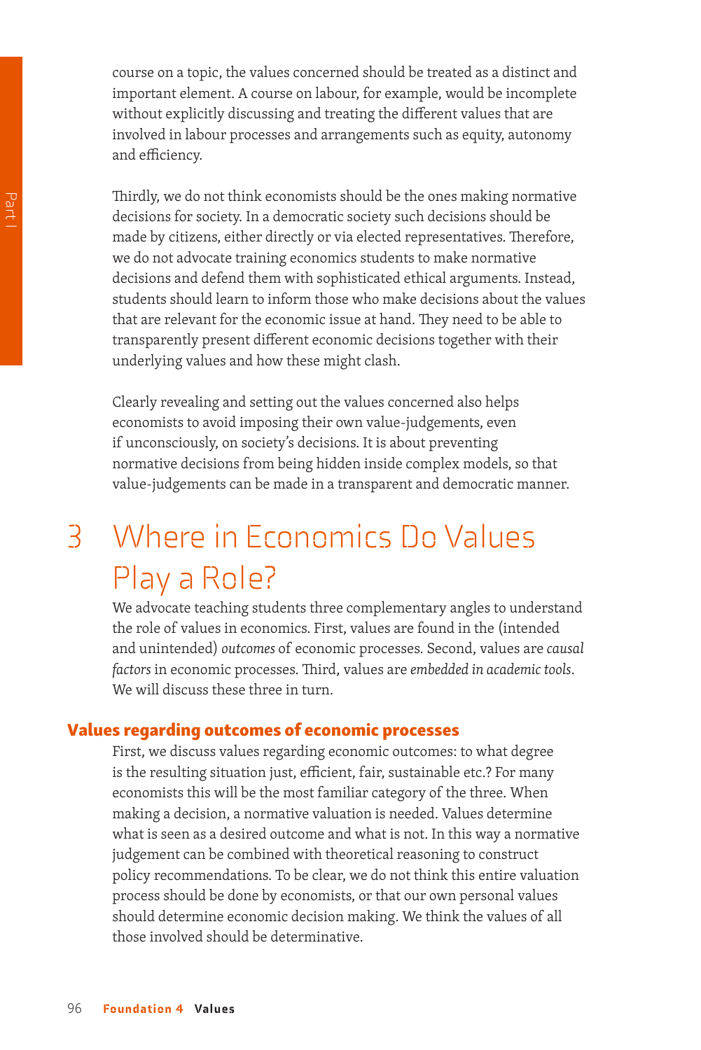course on a topic, the values concerned should be treated as a distinct and important element. A course on labour, for example, would be incomplete without explicitly discussing and treating the different values that are involved in labour processes and arrangements such as equity, autonomy and efficiency.

Thirdly, we do not think economists should be the ones making normative decisions for society. In a democratic society such decisions should be made by citizens, either directly or via elected representatives. Therefore, we do not advocate training economics students to make normative decisions and defend them with sophisticated ethical arguments. Instead, students should learn to inform those who make decisions about the values that are relevant for the economic issue at hand. They need to be able to transparently present different economic decisions together with their underlying values and how these might clash.

Clearly revealing and setting out the values concerned also helps economists to avoid imposing their own value-judgements, even if unconsciously, on society's decisions. It is about preventing normative decisions from being hidden inside complex models, so that value-judgements can be made in a transparent and democratic manner.

# 3 Where in Economics Do Values Play a Role?

We advocate teaching students three complementary angles to understand the role of values in economics. First, values are found in the (intended and unintended) *outcomes* of economic processes. Second, values are *causal factors* in economic processes. Third, values are *embedded in academic tools*. We will discuss these three in turn.

## Values regarding outcomes of economic processes

First, we discuss values regarding economic outcomes: to what degree is the resulting situation just, efficient, fair, sustainable etc.? For many economists this will be the most familiar category of the three. When making a decision, a normative valuation is needed. Values determine what is seen as a desired outcome and what is not. In this way a normative judgement can be combined with theoretical reasoning to construct policy recommendations. To be clear, we do not think this entire valuation process should be done by economists, or that our own personal values should determine economic decision making. We think the values of all those involved should be determinative.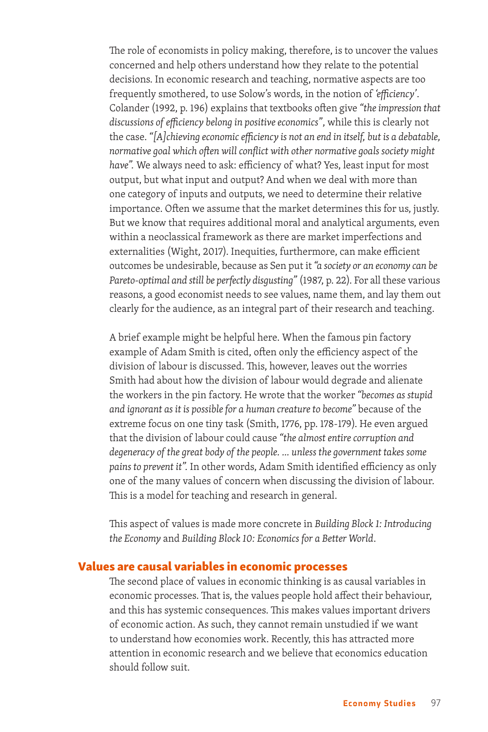The role of economists in policy making, therefore, is to uncover the values concerned and help others understand how they relate to the potential decisions. In economic research and teaching, normative aspects are too frequently smothered, to use Solow's words, in the notion of *'efficiency'*. Colander (1992, p. 196) explains that textbooks often give *"the impression that discussions of efficiency belong in positive economics"*, while this is clearly not the case. *"[A]chieving economic efficiency is not an end in itself, but is a debatable, normative goal which often will conflict with other normative goals society might have".* We always need to ask: efficiency of what? Yes, least input for most output, but what input and output? And when we deal with more than one category of inputs and outputs, we need to determine their relative importance. Often we assume that the market determines this for us, justly. But we know that requires additional moral and analytical arguments, even within a neoclassical framework as there are market imperfections and externalities (Wight, 2017). Inequities, furthermore, can make efficient outcomes be undesirable, because as Sen put it *"a society or an economy can be Pareto-optimal and still be perfectly disgusting"* (1987, p. 22). For all these various reasons, a good economist needs to see values, name them, and lay them out clearly for the audience, as an integral part of their research and teaching.

A brief example might be helpful here. When the famous pin factory example of Adam Smith is cited, often only the efficiency aspect of the division of labour is discussed. This, however, leaves out the worries Smith had about how the division of labour would degrade and alienate the workers in the pin factory. He wrote that the worker *"becomes as stupid and ignorant as it is possible for a human creature to become"* because of the extreme focus on one tiny task (Smith, 1776, pp. 178-179). He even argued that the division of labour could cause *"the almost entire corruption and degeneracy of the great body of the people. ... unless the government takes some pains to prevent it".* In other words, Adam Smith identified efficiency as only one of the many values of concern when discussing the division of labour. This is a model for teaching and research in general.

This aspect of values is made more concrete in *Building Block 1: Introducing the Economy* and *Building Block 10: Economics for a Better World*.

## Values are causal variables in economic processes

The second place of values in economic thinking is as causal variables in economic processes. That is, the values people hold affect their behaviour, and this has systemic consequences. This makes values important drivers of economic action. As such, they cannot remain unstudied if we want to understand how economies work. Recently, this has attracted more attention in economic research and we believe that economics education should follow suit.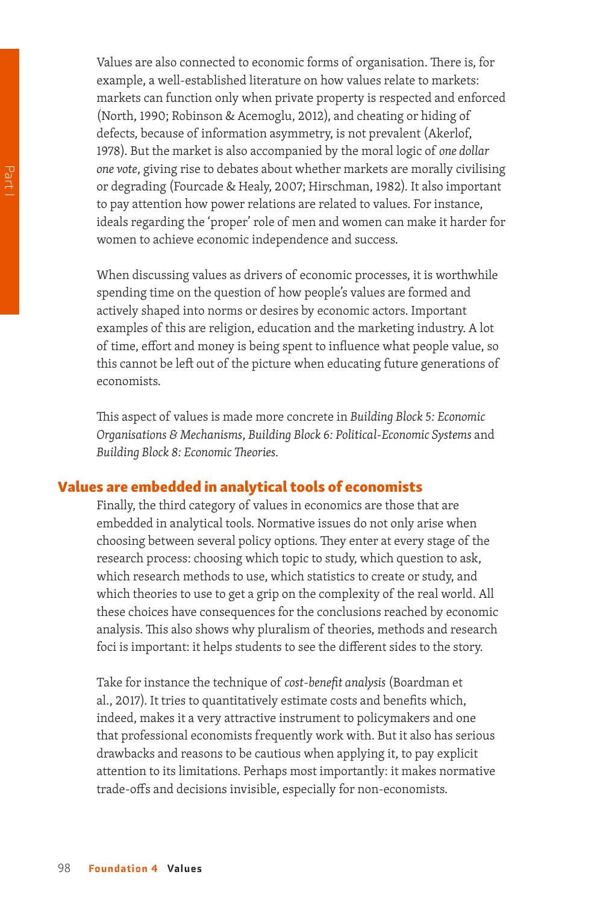Values are also connected to economic forms of organisation. There is, for example, a well-established literature on how values relate to markets: markets can function only when private property is respected and enforced (North, 1990; Robinson & Acemoglu, 2012), and cheating or hiding of defects, because of information asymmetry, is not prevalent (Akerlof, 1978). But the market is also accompanied by the moral logic of *one dollar one vote*, giving rise to debates about whether markets are morally civilising or degrading (Fourcade & Healy, 2007; Hirschman, 1982). It also important to pay attention how power relations are related to values. For instance, ideals regarding the 'proper' role of men and women can make it harder for women to achieve economic independence and success.

When discussing values as drivers of economic processes, it is worthwhile spending time on the question of how people's values are formed and actively shaped into norms or desires by economic actors. Important examples of this are religion, education and the marketing industry. A lot of time, effort and money is being spent to influence what people value, so this cannot be left out of the picture when educating future generations of economists.

This aspect of values is made more concrete in *Building Block 5: Economic Organisations & Mechanisms*, *Building Block 6: Political-Economic Systems* and *Building Block 8: Economic Theories*.

## Values are embedded in analytical tools of economists

Finally, the third category of values in economics are those that are embedded in analytical tools. Normative issues do not only arise when choosing between several policy options. They enter at every stage of the research process: choosing which topic to study, which question to ask, which research methods to use, which statistics to create or study, and which theories to use to get a grip on the complexity of the real world. All these choices have consequences for the conclusions reached by economic analysis. This also shows why pluralism of theories, methods and research foci is important: it helps students to see the different sides to the story.

Take for instance the technique of *cost-benefit analysis* (Boardman et al., 2017). It tries to quantitatively estimate costs and benefits which, indeed, makes it a very attractive instrument to policymakers and one that professional economists frequently work with. But it also has serious drawbacks and reasons to be cautious when applying it, to pay explicit attention to its limitations. Perhaps most importantly: it makes normative trade-offs and decisions invisible, especially for non-economists.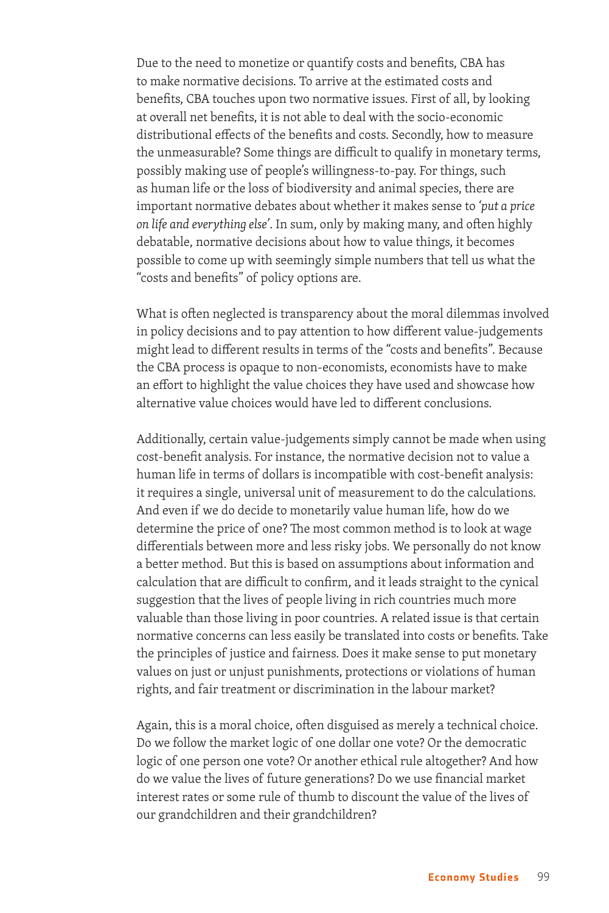Due to the need to monetize or quantify costs and benefits, CBA has to make normative decisions. To arrive at the estimated costs and benefits, CBA touches upon two normative issues. First of all, by looking at overall net benefits, it is not able to deal with the socio-economic distributional effects of the benefits and costs. Secondly, how to measure the unmeasurable? Some things are difficult to qualify in monetary terms, possibly making use of people's willingness-to-pay. For things, such as human life or the loss of biodiversity and animal species, there are important normative debates about whether it makes sense to *'put a price on life and everything else'*. In sum, only by making many, and often highly debatable, normative decisions about how to value things, it becomes possible to come up with seemingly simple numbers that tell us what the "costs and benefits" of policy options are.

What is often neglected is transparency about the moral dilemmas involved in policy decisions and to pay attention to how different value-judgements might lead to different results in terms of the "costs and benefits". Because the CBA process is opaque to non-economists, economists have to make an effort to highlight the value choices they have used and showcase how alternative value choices would have led to different conclusions.

Additionally, certain value-judgements simply cannot be made when using cost-benefit analysis. For instance, the normative decision not to value a human life in terms of dollars is incompatible with cost-benefit analysis: it requires a single, universal unit of measurement to do the calculations. And even if we do decide to monetarily value human life, how do we determine the price of one? The most common method is to look at wage differentials between more and less risky jobs. We personally do not know a better method. But this is based on assumptions about information and calculation that are difficult to confirm, and it leads straight to the cynical suggestion that the lives of people living in rich countries much more valuable than those living in poor countries. A related issue is that certain normative concerns can less easily be translated into costs or benefits. Take the principles of justice and fairness. Does it make sense to put monetary values on just or unjust punishments, protections or violations of human rights, and fair treatment or discrimination in the labour market?

Again, this is a moral choice, often disguised as merely a technical choice. Do we follow the market logic of one dollar one vote? Or the democratic logic of one person one vote? Or another ethical rule altogether? And how do we value the lives of future generations? Do we use financial market interest rates or some rule of thumb to discount the value of the lives of our grandchildren and their grandchildren?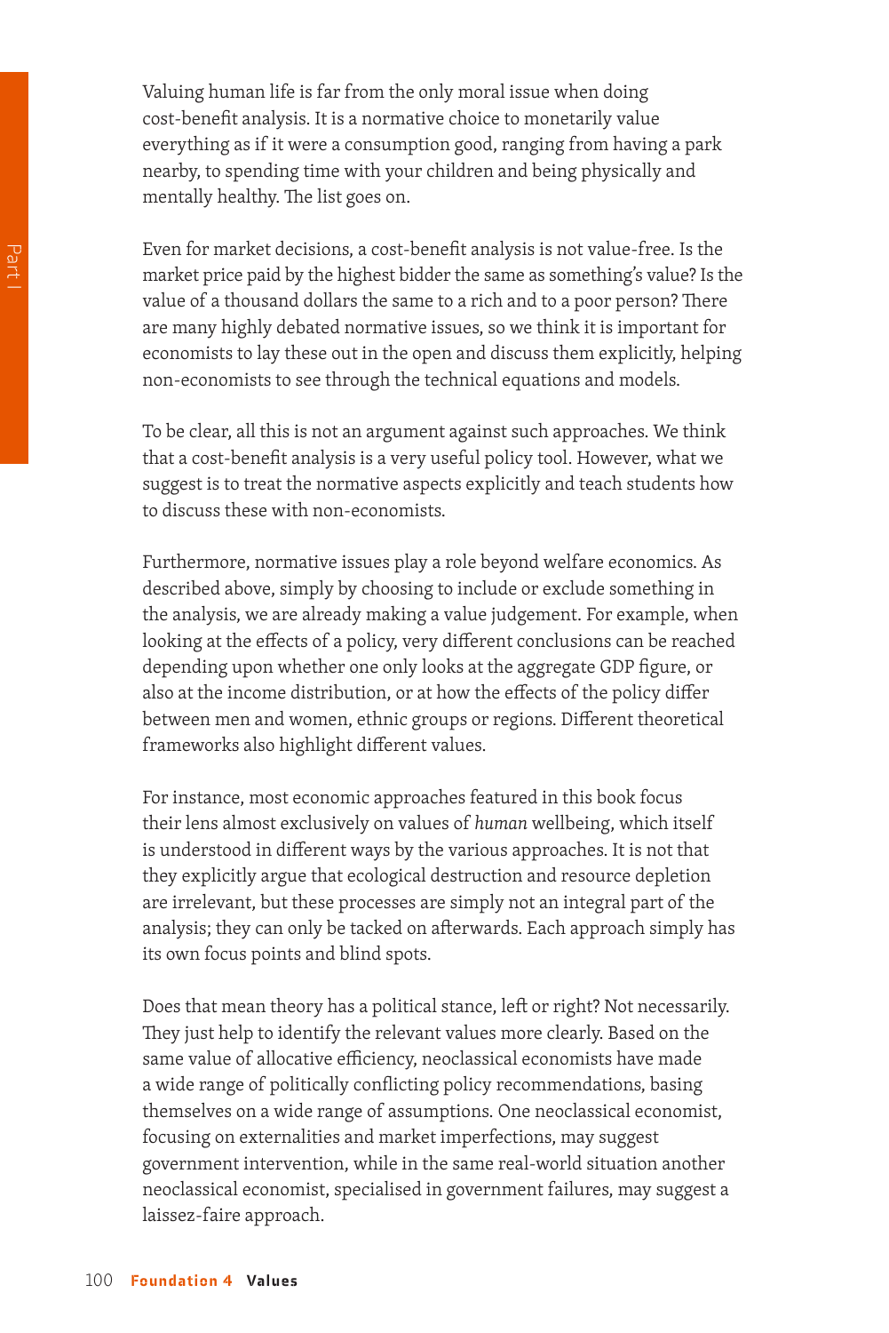Valuing human life is far from the only moral issue when doing cost-benefit analysis. It is a normative choice to monetarily value everything as if it were a consumption good, ranging from having a park nearby, to spending time with your children and being physically and mentally healthy. The list goes on.

Even for market decisions, a cost-benefit analysis is not value-free. Is the market price paid by the highest bidder the same as something's value? Is the value of a thousand dollars the same to a rich and to a poor person? There are many highly debated normative issues, so we think it is important for economists to lay these out in the open and discuss them explicitly, helping non-economists to see through the technical equations and models.

To be clear, all this is not an argument against such approaches. We think that a cost-benefit analysis is a very useful policy tool. However, what we suggest is to treat the normative aspects explicitly and teach students how to discuss these with non-economists.

Furthermore, normative issues play a role beyond welfare economics. As described above, simply by choosing to include or exclude something in the analysis, we are already making a value judgement. For example, when looking at the effects of a policy, very different conclusions can be reached depending upon whether one only looks at the aggregate GDP figure, or also at the income distribution, or at how the effects of the policy differ between men and women, ethnic groups or regions. Different theoretical frameworks also highlight different values.

For instance, most economic approaches featured in this book focus their lens almost exclusively on values of *human* wellbeing, which itself is understood in different ways by the various approaches. It is not that they explicitly argue that ecological destruction and resource depletion are irrelevant, but these processes are simply not an integral part of the analysis; they can only be tacked on afterwards. Each approach simply has its own focus points and blind spots.

Does that mean theory has a political stance, left or right? Not necessarily. They just help to identify the relevant values more clearly. Based on the same value of allocative efficiency, neoclassical economists have made a wide range of politically conflicting policy recommendations, basing themselves on a wide range of assumptions. One neoclassical economist, focusing on externalities and market imperfections, may suggest government intervention, while in the same real-world situation another neoclassical economist, specialised in government failures, may suggest a laissez-faire approach.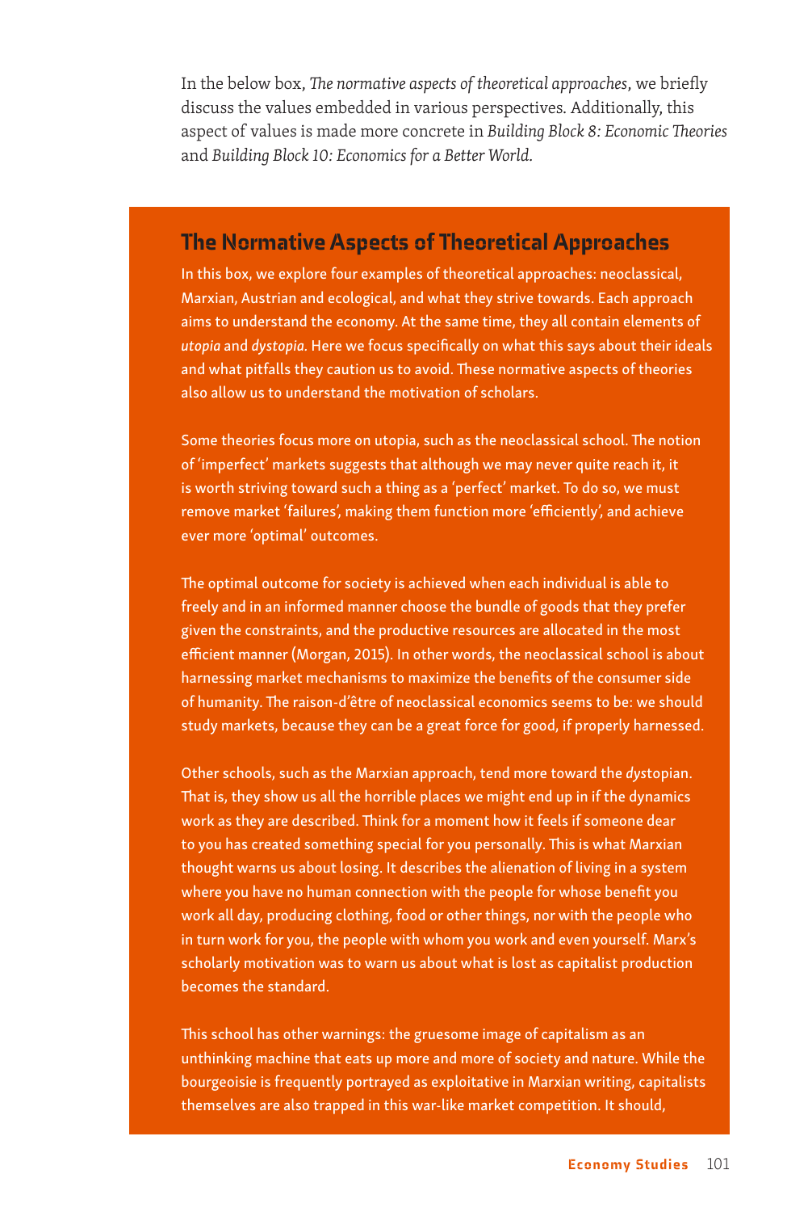In the below box, *The normative aspects of theoretical approaches*, we briefly discuss the values embedded in various perspectives. Additionally, this aspect of values is made more concrete in *Building Block 8: Economic Theories* and *Building Block 10: Economics for a Better World.*

## The Normative Aspects of Theoretical Approaches

In this box, we explore four examples of theoretical approaches: neoclassical, Marxian, Austrian and ecological, and what they strive towards. Each approach aims to understand the economy. At the same time, they all contain elements of *utopia* and *dystopia*. Here we focus specifically on what this says about their ideals and what pitfalls they caution us to avoid. These normative aspects of theories also allow us to understand the motivation of scholars.

Some theories focus more on utopia, such as the neoclassical school. The notion of 'imperfect' markets suggests that although we may never quite reach it, it is worth striving toward such a thing as a 'perfect' market. To do so, we must remove market 'failures', making them function more 'efficiently', and achieve ever more 'optimal' outcomes.

The optimal outcome for society is achieved when each individual is able to freely and in an informed manner choose the bundle of goods that they prefer given the constraints, and the productive resources are allocated in the most efficient manner (Morgan, 2015). In other words, the neoclassical school is about harnessing market mechanisms to maximize the benefits of the consumer side of humanity. The raison-d'être of neoclassical economics seems to be: we should study markets, because they can be a great force for good, if properly harnessed.

Other schools, such as the Marxian approach, tend more toward the *dys*topian. That is, they show us all the horrible places we might end up in if the dynamics work as they are described. Think for a moment how it feels if someone dear to you has created something special for you personally. This is what Marxian thought warns us about losing. It describes the alienation of living in a system where you have no human connection with the people for whose benefit you work all day, producing clothing, food or other things, nor with the people who in turn work for you, the people with whom you work and even yourself. Marx's scholarly motivation was to warn us about what is lost as capitalist production becomes the standard.

This school has other warnings: the gruesome image of capitalism as an unthinking machine that eats up more and more of society and nature. While the bourgeoisie is frequently portrayed as exploitative in Marxian writing, capitalists themselves are also trapped in this war-like market competition. It should,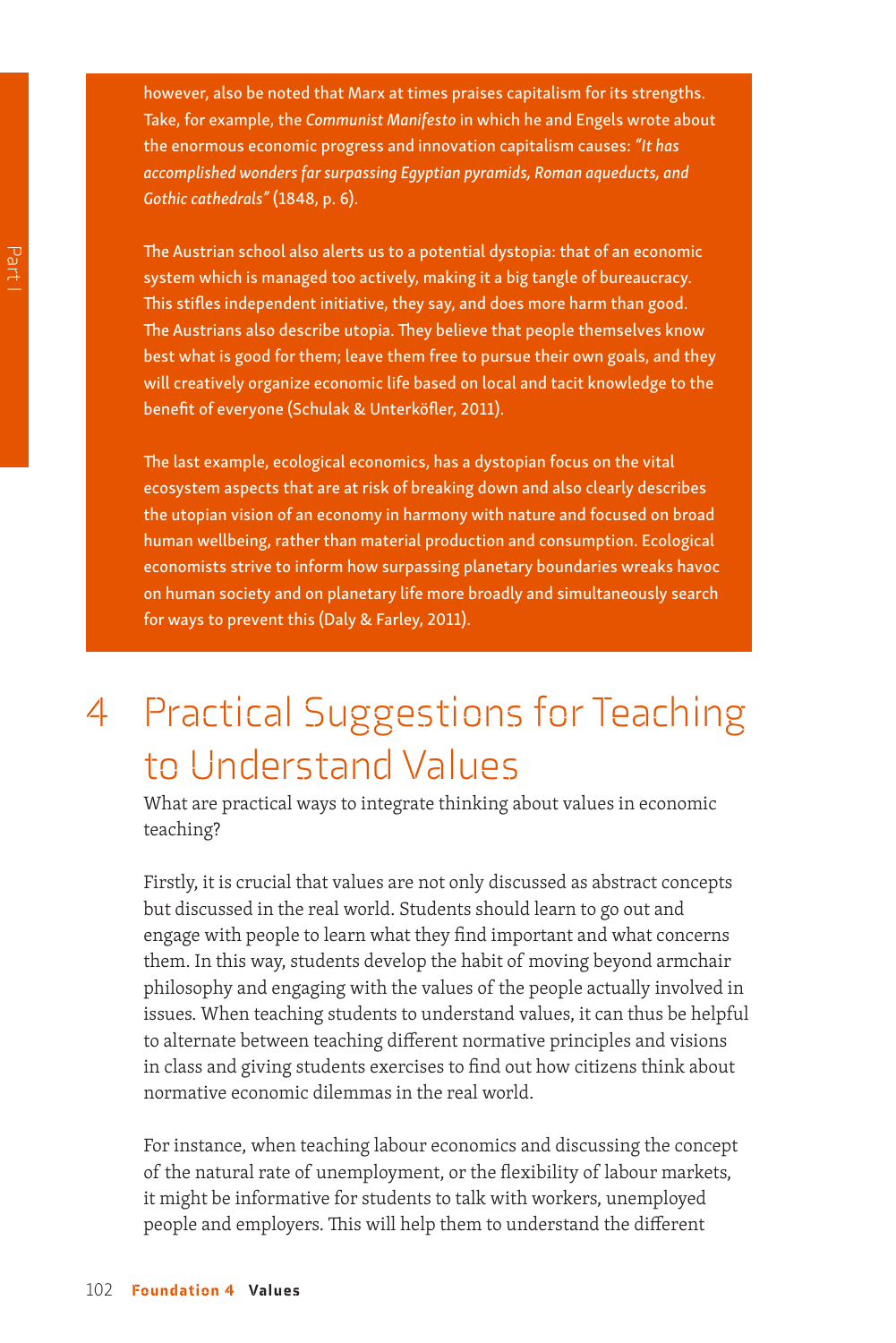however, also be noted that Marx at times praises capitalism for its strengths. Take, for example, the *Communist Manifesto* in which he and Engels wrote about the enormous economic progress and innovation capitalism causes: *"It has accomplished wonders far surpassing Egyptian pyramids, Roman aqueducts, and Gothic cathedrals"* (1848, p. 6).

The Austrian school also alerts us to a potential dystopia: that of an economic system which is managed too actively, making it a big tangle of bureaucracy. This stifles independent initiative, they say, and does more harm than good. The Austrians also describe utopia. They believe that people themselves know best what is good for them; leave them free to pursue their own goals, and they will creatively organize economic life based on local and tacit knowledge to the benefit of everyone (Schulak & Unterköfler, 2011).

The last example, ecological economics, has a dystopian focus on the vital ecosystem aspects that are at risk of breaking down and also clearly describes the utopian vision of an economy in harmony with nature and focused on broad human wellbeing, rather than material production and consumption. Ecological economists strive to inform how surpassing planetary boundaries wreaks havoc on human society and on planetary life more broadly and simultaneously search for ways to prevent this (Daly & Farley, 2011).

## 4 Practical Suggestions for Teaching to Understand Values

What are practical ways to integrate thinking about values in economic teaching?

Firstly, it is crucial that values are not only discussed as abstract concepts but discussed in the real world. Students should learn to go out and engage with people to learn what they find important and what concerns them. In this way, students develop the habit of moving beyond armchair philosophy and engaging with the values of the people actually involved in issues. When teaching students to understand values, it can thus be helpful to alternate between teaching different normative principles and visions in class and giving students exercises to find out how citizens think about normative economic dilemmas in the real world.

For instance, when teaching labour economics and discussing the concept of the natural rate of unemployment, or the flexibility of labour markets, it might be informative for students to talk with workers, unemployed people and employers. This will help them to understand the different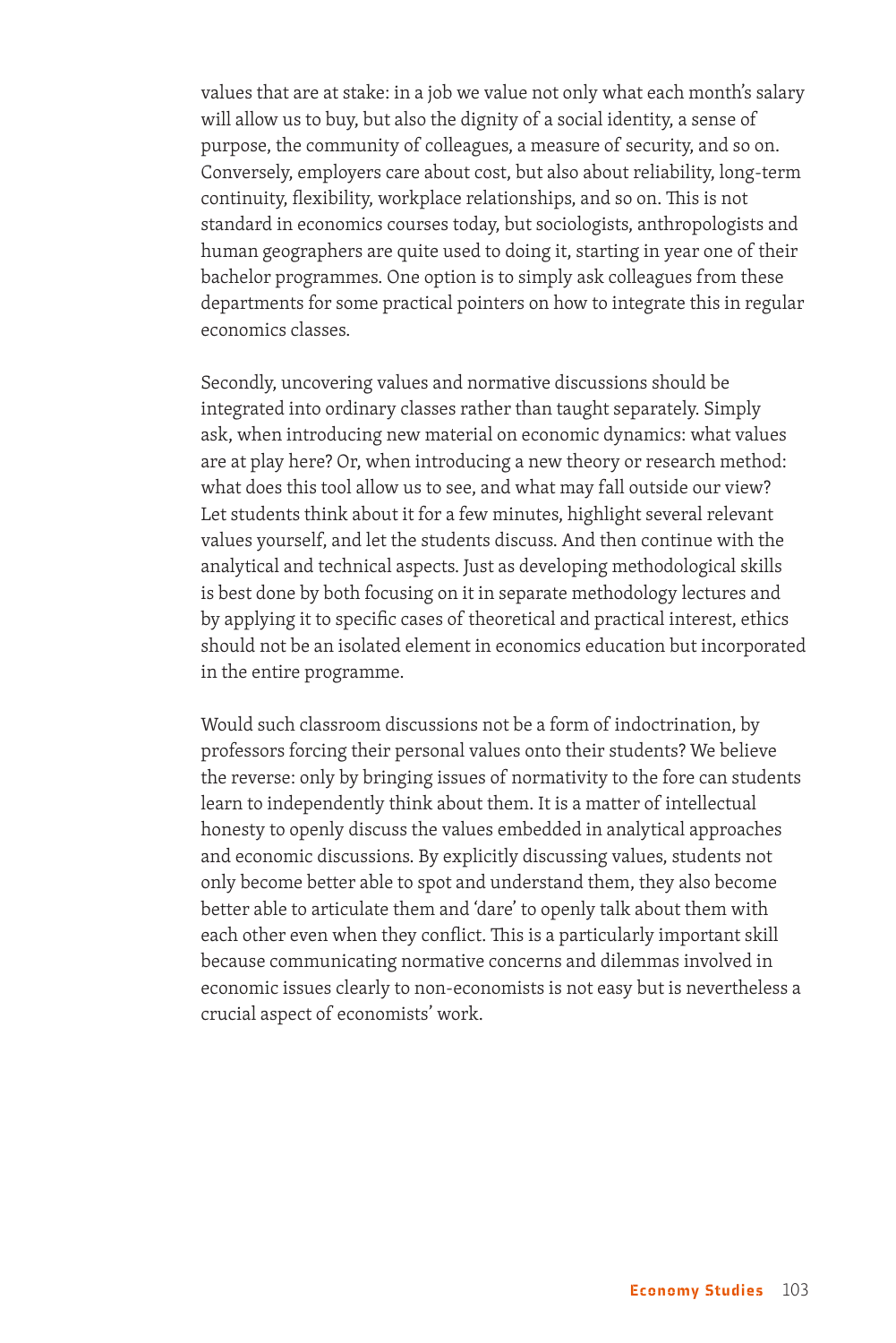values that are at stake: in a job we value not only what each month's salary will allow us to buy, but also the dignity of a social identity, a sense of purpose, the community of colleagues, a measure of security, and so on. Conversely, employers care about cost, but also about reliability, long-term continuity, flexibility, workplace relationships, and so on. This is not standard in economics courses today, but sociologists, anthropologists and human geographers are quite used to doing it, starting in year one of their bachelor programmes. One option is to simply ask colleagues from these departments for some practical pointers on how to integrate this in regular economics classes.

Secondly, uncovering values and normative discussions should be integrated into ordinary classes rather than taught separately. Simply ask, when introducing new material on economic dynamics: what values are at play here? Or, when introducing a new theory or research method: what does this tool allow us to see, and what may fall outside our view? Let students think about it for a few minutes, highlight several relevant values yourself, and let the students discuss. And then continue with the analytical and technical aspects. Just as developing methodological skills is best done by both focusing on it in separate methodology lectures and by applying it to specific cases of theoretical and practical interest, ethics should not be an isolated element in economics education but incorporated in the entire programme.

Would such classroom discussions not be a form of indoctrination, by professors forcing their personal values onto their students? We believe the reverse: only by bringing issues of normativity to the fore can students learn to independently think about them. It is a matter of intellectual honesty to openly discuss the values embedded in analytical approaches and economic discussions. By explicitly discussing values, students not only become better able to spot and understand them, they also become better able to articulate them and 'dare' to openly talk about them with each other even when they conflict. This is a particularly important skill because communicating normative concerns and dilemmas involved in economic issues clearly to non-economists is not easy but is nevertheless a crucial aspect of economists' work.